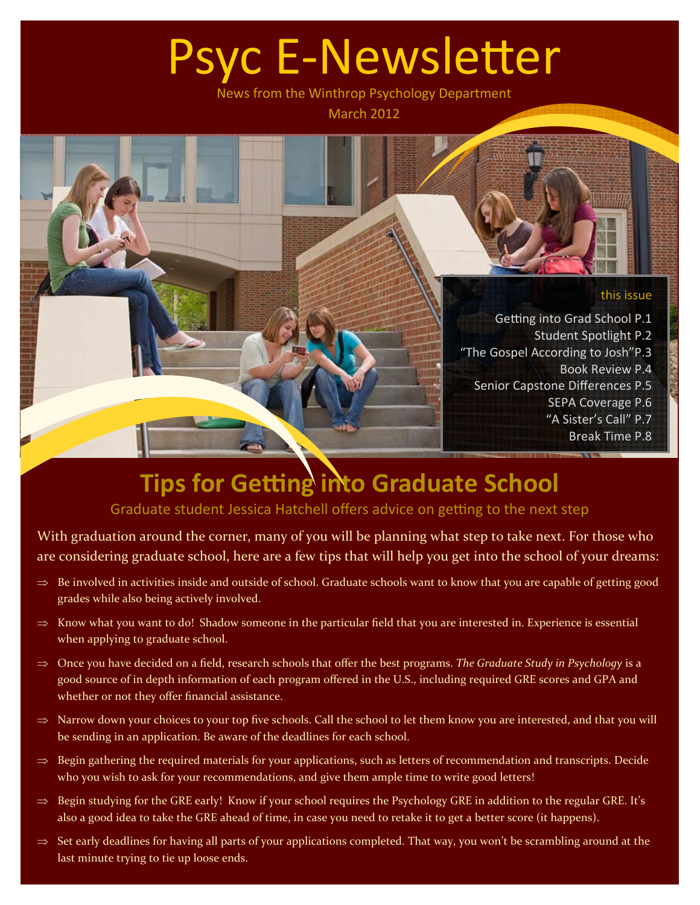# Psyc E-Newsletter

News from the Winthrop Psychology Department

March 2012

**this issue**

- Getting into Grad School P.1
- Student Spotlight P.2
- "The Gospel According to Josh" P.3
- Book Review P.4
- Senior Capstone Differences P.5
- SEPA Coverage P.6
- "A Sister's Call" P.7
- Break Time P.8

## Tips for Getting into Graduate School

Graduate student Jessica Hatchell offers advice on getting to the next step

With graduation around the corner, many of you will be planning what step to take next. For those who are considering graduate school, here are a few tips that will help you get into the school of your dreams:

- ⇒ Be involved in activities inside and outside of school. Graduate schools want to know that you are capable of getting good grades while also being actively involved.
- ⇒ Know what you want to do! Shadow someone in the particular field that you are interested in. Experience is essential when applying to graduate school.
- ⇒ Once you have decided on a field, research schools that offer the best programs. *The Graduate Study in Psychology* is a good source of in depth information of each program offered in the U.S., including required GRE scores and GPA and whether or not they offer financial assistance.
- ⇒ Narrow down your choices to your top five schools. Call the school to let them know you are interested, and that you will be sending in an application. Be aware of the deadlines for each school.
- ⇒ Begin gathering the required materials for your applications, such as letters of recommendation and transcripts. Decide who you wish to ask for your recommendations, and give them ample time to write good letters!
- ⇒ Begin studying for the GRE early! Know if your school requires the Psychology GRE in addition to the regular GRE. It's also a good idea to take the GRE ahead of time, in case you need to retake it to get a better score (it happens).
- ⇒ Set early deadlines for having all parts of your applications completed. That way, you won't be scrambling around at the last minute trying to tie up loose ends.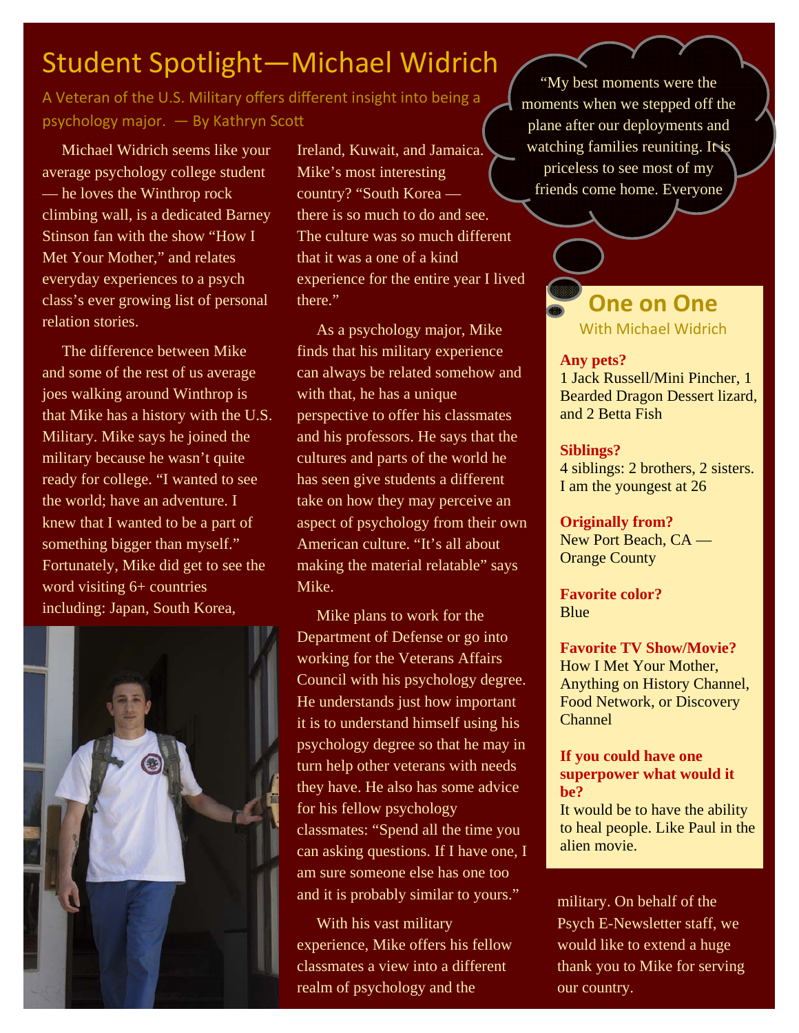# Student Spotlight—Michael Widrich

A Veteran of the U.S. Military offers different insight into being a psychology major. — By Kathryn Scott

Michael Widrich seems like your average psychology college student — he loves the Winthrop rock climbing wall, is a dedicated Barney Stinson fan with the show "How I Met Your Mother," and relates everyday experiences to a psych class's ever growing list of personal relation stories.

The difference between Mike and some of the rest of us average joes walking around Winthrop is that Mike has a history with the U.S. Military. Mike says he joined the military because he wasn't quite ready for college. "I wanted to see the world; have an adventure. I knew that I wanted to be a part of something bigger than myself." Fortunately, Mike did get to see the word visiting 6+ countries including: Japan, South Korea, Ireland, Kuwait, and Jamaica. Mike's most interesting country? "South Korea — there is so much to do and see. The culture was so much different that it was a one of a kind experience for the entire year I lived there."

As a psychology major, Mike finds that his military experience can always be related somehow and with that, he has a unique perspective to offer his classmates and his professors. He says that the cultures and parts of the world he has seen give students a different take on how they may perceive an aspect of psychology from their own American culture. "It's all about making the material relatable" says Mike.

Mike plans to work for the Department of Defense or go into working for the Veterans Affairs Council with his psychology degree. He understands just how important it is to understand himself using his psychology degree so that he may in turn help other veterans with needs they have. He also has some advice for his fellow psychology classmates: "Spend all the time you can asking questions. If I have one, I am sure someone else has one too and it is probably similar to yours."

With his vast military experience, Mike offers his fellow classmates a view into a different realm of psychology and the military. On behalf of the Psych E-Newsletter staff, we would like to extend a huge thank you to Mike for serving our country.

"My best moments were the moments when we stepped off the plane after our deployments and watching families reuniting. It is priceless to see most of my friends come home. Everyone

## One on One

With Michael Widrich

**Any pets?**
1 Jack Russell/Mini Pincher, 1 Bearded Dragon Dessert lizard, and 2 Betta Fish

**Siblings?**
4 siblings: 2 brothers, 2 sisters. I am the youngest at 26

**Originally from?**
New Port Beach, CA — Orange County

**Favorite color?**
Blue

**Favorite TV Show/Movie?**
How I Met Your Mother, Anything on History Channel, Food Network, or Discovery Channel

**If you could have one superpower what would it be?**
It would be to have the ability to heal people. Like Paul in the alien movie.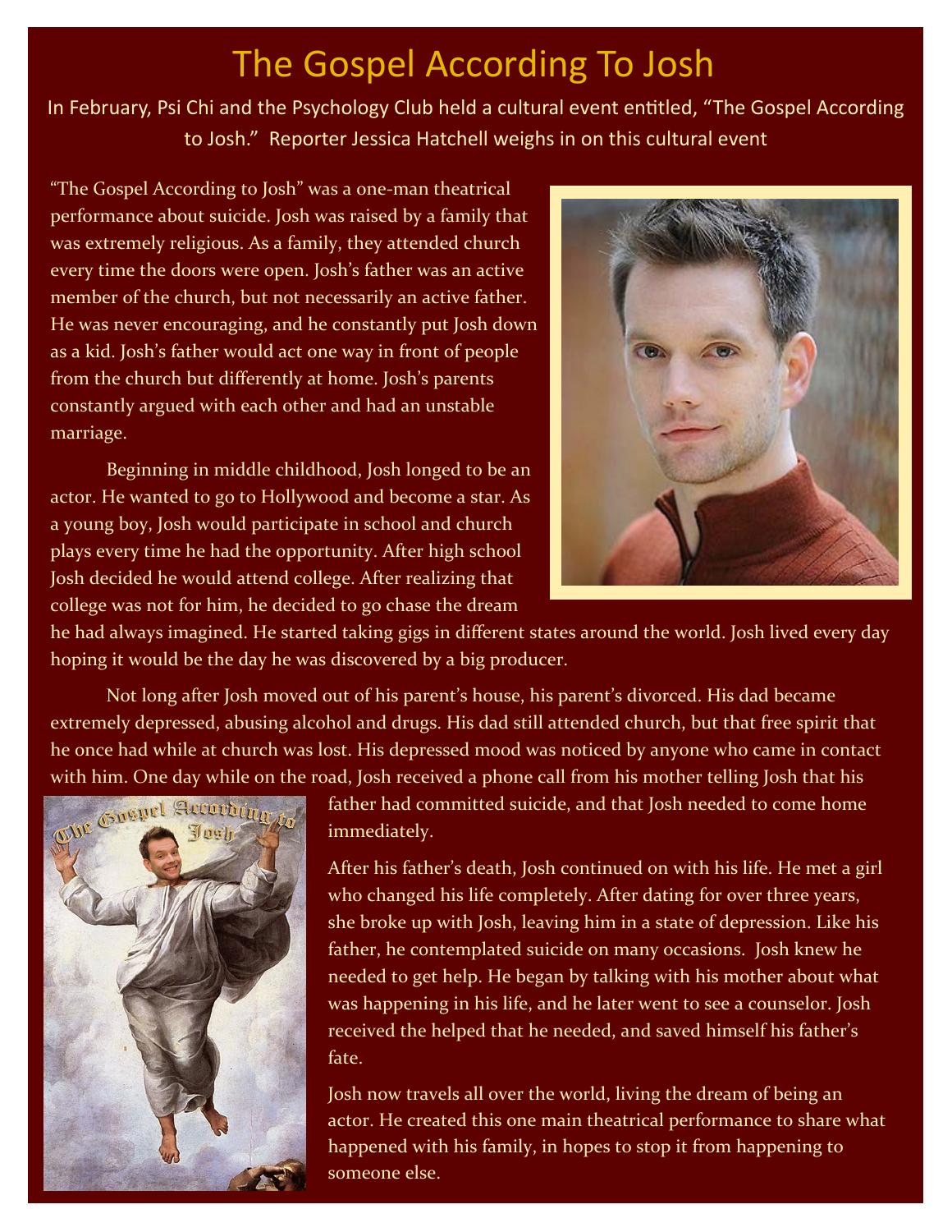# The Gospel According To Josh

In February, Psi Chi and the Psychology Club held a cultural event entitled, "The Gospel According to Josh." Reporter Jessica Hatchell weighs in on this cultural event

"The Gospel According to Josh" was a one-man theatrical performance about suicide. Josh was raised by a family that was extremely religious. As a family, they attended church every time the doors were open. Josh's father was an active member of the church, but not necessarily an active father. He was never encouraging, and he constantly put Josh down as a kid. Josh's father would act one way in front of people from the church but differently at home. Josh's parents constantly argued with each other and had an unstable marriage.

Beginning in middle childhood, Josh longed to be an actor. He wanted to go to Hollywood and become a star. As a young boy, Josh would participate in school and church plays every time he had the opportunity. After high school Josh decided he would attend college. After realizing that college was not for him, he decided to go chase the dream he had always imagined. He started taking gigs in different states around the world. Josh lived every day hoping it would be the day he was discovered by a big producer.

Not long after Josh moved out of his parent's house, his parent's divorced. His dad became extremely depressed, abusing alcohol and drugs. His dad still attended church, but that free spirit that he once had while at church was lost. His depressed mood was noticed by anyone who came in contact with him. One day while on the road, Josh received a phone call from his mother telling Josh that his father had committed suicide, and that Josh needed to come home immediately.

After his father's death, Josh continued on with his life. He met a girl who changed his life completely. After dating for over three years, she broke up with Josh, leaving him in a state of depression. Like his father, he contemplated suicide on many occasions. Josh knew he needed to get help. He began by talking with his mother about what was happening in his life, and he later went to see a counselor. Josh received the helped that he needed, and saved himself his father's fate.

Josh now travels all over the world, living the dream of being an actor. He created this one main theatrical performance to share what happened with his family, in hopes to stop it from happening to someone else.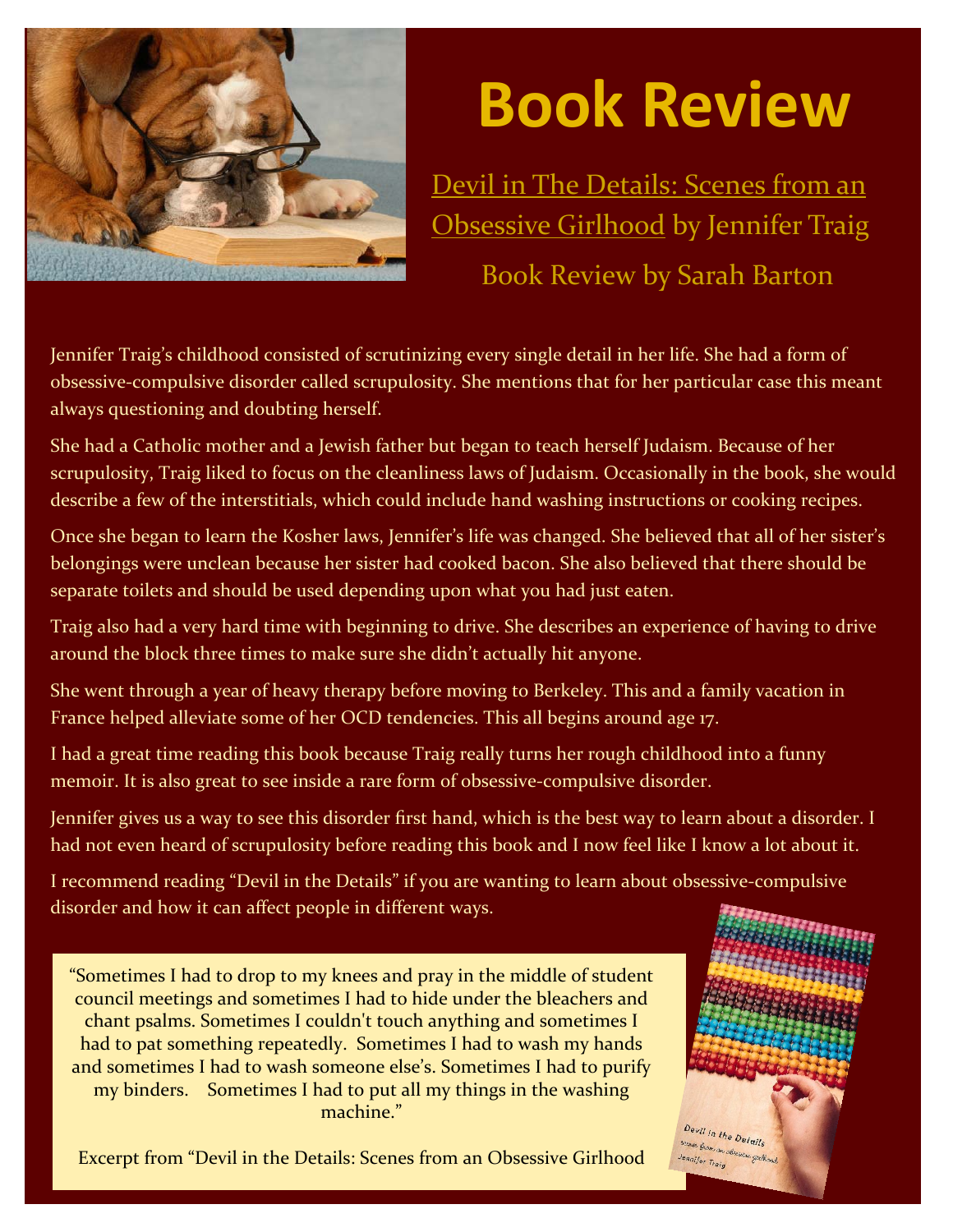# Book Review

Devil in The Details: Scenes from an Obsessive Girlhood by Jennifer Traig

Book Review by Sarah Barton

Jennifer Traig's childhood consisted of scrutinizing every single detail in her life. She had a form of obsessive-compulsive disorder called scrupulosity. She mentions that for her particular case this meant always questioning and doubting herself.

She had a Catholic mother and a Jewish father but began to teach herself Judaism. Because of her scrupulosity, Traig liked to focus on the cleanliness laws of Judaism. Occasionally in the book, she would describe a few of the interstitials, which could include hand washing instructions or cooking recipes.

Once she began to learn the Kosher laws, Jennifer's life was changed. She believed that all of her sister's belongings were unclean because her sister had cooked bacon. She also believed that there should be separate toilets and should be used depending upon what you had just eaten.

Traig also had a very hard time with beginning to drive. She describes an experience of having to drive around the block three times to make sure she didn't actually hit anyone.

She went through a year of heavy therapy before moving to Berkeley. This and a family vacation in France helped alleviate some of her OCD tendencies. This all begins around age 17.

I had a great time reading this book because Traig really turns her rough childhood into a funny memoir. It is also great to see inside a rare form of obsessive-compulsive disorder.

Jennifer gives us a way to see this disorder first hand, which is the best way to learn about a disorder. I had not even heard of scrupulosity before reading this book and I now feel like I know a lot about it.

I recommend reading "Devil in the Details" if you are wanting to learn about obsessive-compulsive disorder and how it can affect people in different ways.

> "Sometimes I had to drop to my knees and pray in the middle of student council meetings and sometimes I had to hide under the bleachers and chant psalms. Sometimes I couldn't touch anything and sometimes I had to pat something repeatedly. Sometimes I had to wash my hands and sometimes I had to wash someone else's. Sometimes I had to purify my binders. Sometimes I had to put all my things in the washing machine."
>
> Excerpt from "Devil in the Details: Scenes from an Obsessive Girlhood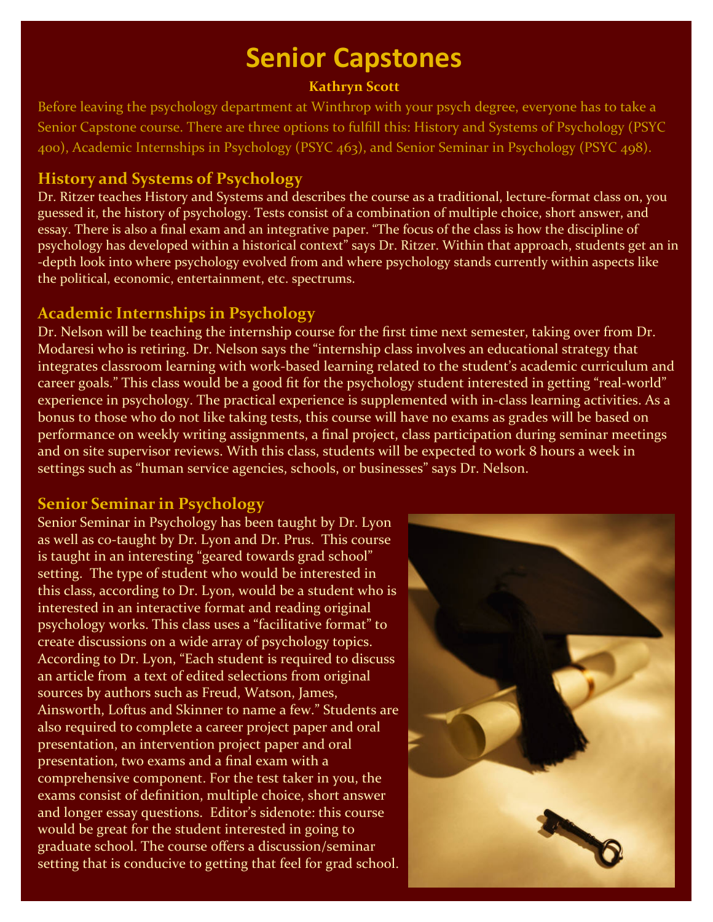# Senior Capstones

**Kathryn Scott**

Before leaving the psychology department at Winthrop with your psych degree, everyone has to take a Senior Capstone course. There are three options to fulfill this: History and Systems of Psychology (PSYC 400), Academic Internships in Psychology (PSYC 463), and Senior Seminar in Psychology (PSYC 498).

## History and Systems of Psychology

Dr. Ritzer teaches History and Systems and describes the course as a traditional, lecture-format class on, you guessed it, the history of psychology. Tests consist of a combination of multiple choice, short answer, and essay. There is also a final exam and an integrative paper. "The focus of the class is how the discipline of psychology has developed within a historical context" says Dr. Ritzer. Within that approach, students get an in-depth look into where psychology evolved from and where psychology stands currently within aspects like the political, economic, entertainment, etc. spectrums.

## Academic Internships in Psychology

Dr. Nelson will be teaching the internship course for the first time next semester, taking over from Dr. Modaresi who is retiring. Dr. Nelson says the "internship class involves an educational strategy that integrates classroom learning with work-based learning related to the student's academic curriculum and career goals." This class would be a good fit for the psychology student interested in getting "real-world" experience in psychology. The practical experience is supplemented with in-class learning activities. As a bonus to those who do not like taking tests, this course will have no exams as grades will be based on performance on weekly writing assignments, a final project, class participation during seminar meetings and on site supervisor reviews. With this class, students will be expected to work 8 hours a week in settings such as "human service agencies, schools, or businesses" says Dr. Nelson.

## Senior Seminar in Psychology

Senior Seminar in Psychology has been taught by Dr. Lyon as well as co-taught by Dr. Lyon and Dr. Prus. This course is taught in an interesting "geared towards grad school" setting. The type of student who would be interested in this class, according to Dr. Lyon, would be a student who is interested in an interactive format and reading original psychology works. This class uses a "facilitative format" to create discussions on a wide array of psychology topics. According to Dr. Lyon, "Each student is required to discuss an article from a text of edited selections from original sources by authors such as Freud, Watson, James, Ainsworth, Loftus and Skinner to name a few." Students are also required to complete a career project paper and oral presentation, an intervention project paper and oral presentation, two exams and a final exam with a comprehensive component. For the test taker in you, the exams consist of definition, multiple choice, short answer and longer essay questions. Editor's sidenote: this course would be great for the student interested in going to graduate school. The course offers a discussion/seminar setting that is conducive to getting that feel for grad school.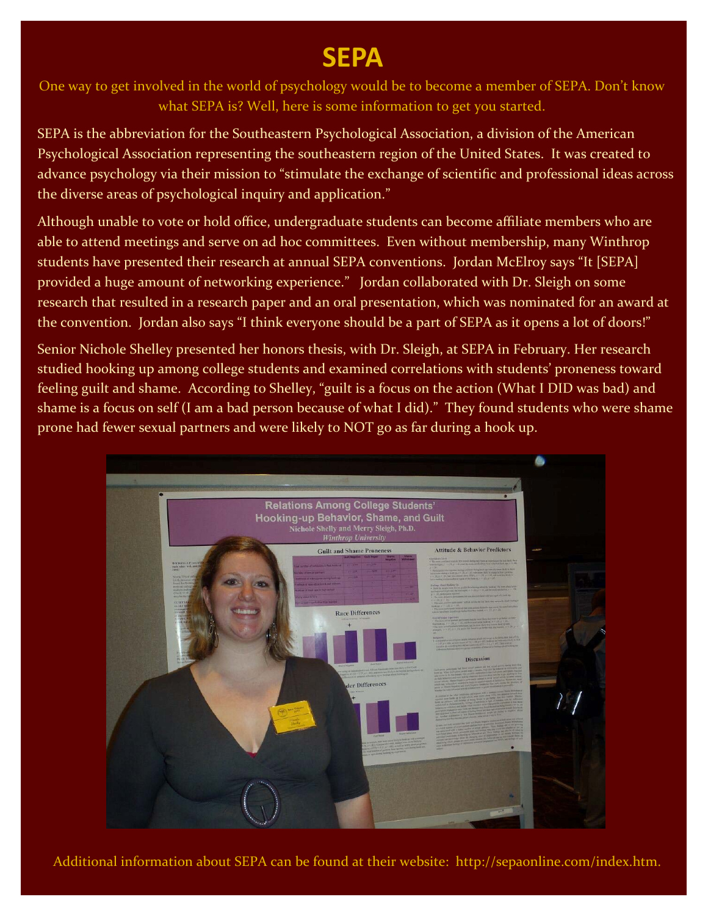# SEPA

One way to get involved in the world of psychology would be to become a member of SEPA. Don't know what SEPA is? Well, here is some information to get you started.

SEPA is the abbreviation for the Southeastern Psychological Association, a division of the American Psychological Association representing the southeastern region of the United States. It was created to advance psychology via their mission to "stimulate the exchange of scientific and professional ideas across the diverse areas of psychological inquiry and application."

Although unable to vote or hold office, undergraduate students can become affiliate members who are able to attend meetings and serve on ad hoc committees. Even without membership, many Winthrop students have presented their research at annual SEPA conventions. Jordan McElroy says "It [SEPA] provided a huge amount of networking experience." Jordan collaborated with Dr. Sleigh on some research that resulted in a research paper and an oral presentation, which was nominated for an award at the convention. Jordan also says "I think everyone should be a part of SEPA as it opens a lot of doors!"

Senior Nichole Shelley presented her honors thesis, with Dr. Sleigh, at SEPA in February. Her research studied hooking up among college students and examined correlations with students' proneness toward feeling guilt and shame. According to Shelley, "guilt is a focus on the action (What I DID was bad) and shame is a focus on self (I am a bad person because of what I did)." They found students who were shame prone had fewer sexual partners and were likely to NOT go as far during a hook up.

Additional information about SEPA can be found at their website: http://sepaonline.com/index.htm.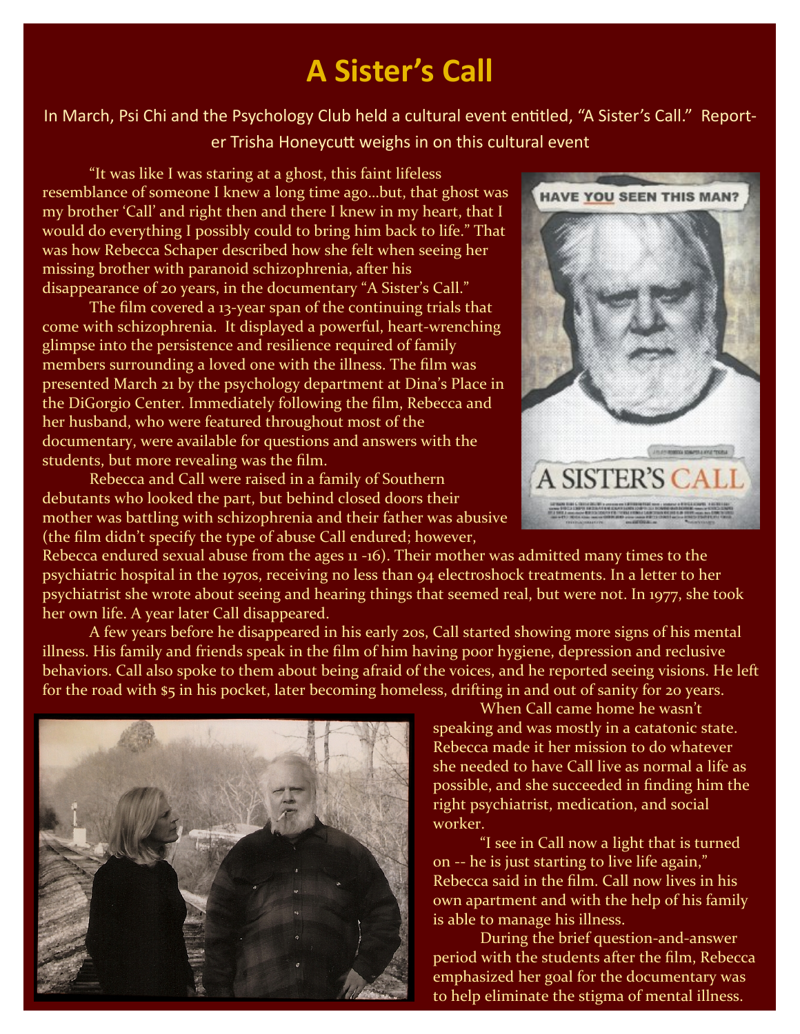# A Sister's Call

In March, Psi Chi and the Psychology Club held a cultural event entitled, "A Sister's Call." Reporter Trisha Honeycutt weighs in on this cultural event

"It was like I was staring at a ghost, this faint lifeless resemblance of someone I knew a long time ago...but, that ghost was my brother 'Call' and right then and there I knew in my heart, that I would do everything I possibly could to bring him back to life." That was how Rebecca Schaper described how she felt when seeing her missing brother with paranoid schizophrenia, after his disappearance of 20 years, in the documentary "A Sister's Call."

The film covered a 13-year span of the continuing trials that come with schizophrenia. It displayed a powerful, heart-wrenching glimpse into the persistence and resilience required of family members surrounding a loved one with the illness. The film was presented March 21 by the psychology department at Dina's Place in the DiGorgio Center. Immediately following the film, Rebecca and her husband, who were featured throughout most of the documentary, were available for questions and answers with the students, but more revealing was the film.

Rebecca and Call were raised in a family of Southern debutants who looked the part, but behind closed doors their mother was battling with schizophrenia and their father was abusive (the film didn't specify the type of abuse Call endured; however, Rebecca endured sexual abuse from the ages 11 -16). Their mother was admitted many times to the psychiatric hospital in the 1970s, receiving no less than 94 electroshock treatments. In a letter to her psychiatrist she wrote about seeing and hearing things that seemed real, but were not. In 1977, she took her own life. A year later Call disappeared.

A few years before he disappeared in his early 20s, Call started showing more signs of his mental illness. His family and friends speak in the film of him having poor hygiene, depression and reclusive behaviors. Call also spoke to them about being afraid of the voices, and he reported seeing visions. He left for the road with $5 in his pocket, later becoming homeless, drifting in and out of sanity for 20 years.

When Call came home he wasn't speaking and was mostly in a catatonic state. Rebecca made it her mission to do whatever she needed to have Call live as normal a life as possible, and she succeeded in finding him the right psychiatrist, medication, and social worker.

"I see in Call now a light that is turned on -- he is just starting to live life again," Rebecca said in the film. Call now lives in his own apartment and with the help of his family is able to manage his illness.

During the brief question-and-answer period with the students after the film, Rebecca emphasized her goal for the documentary was to help eliminate the stigma of mental illness.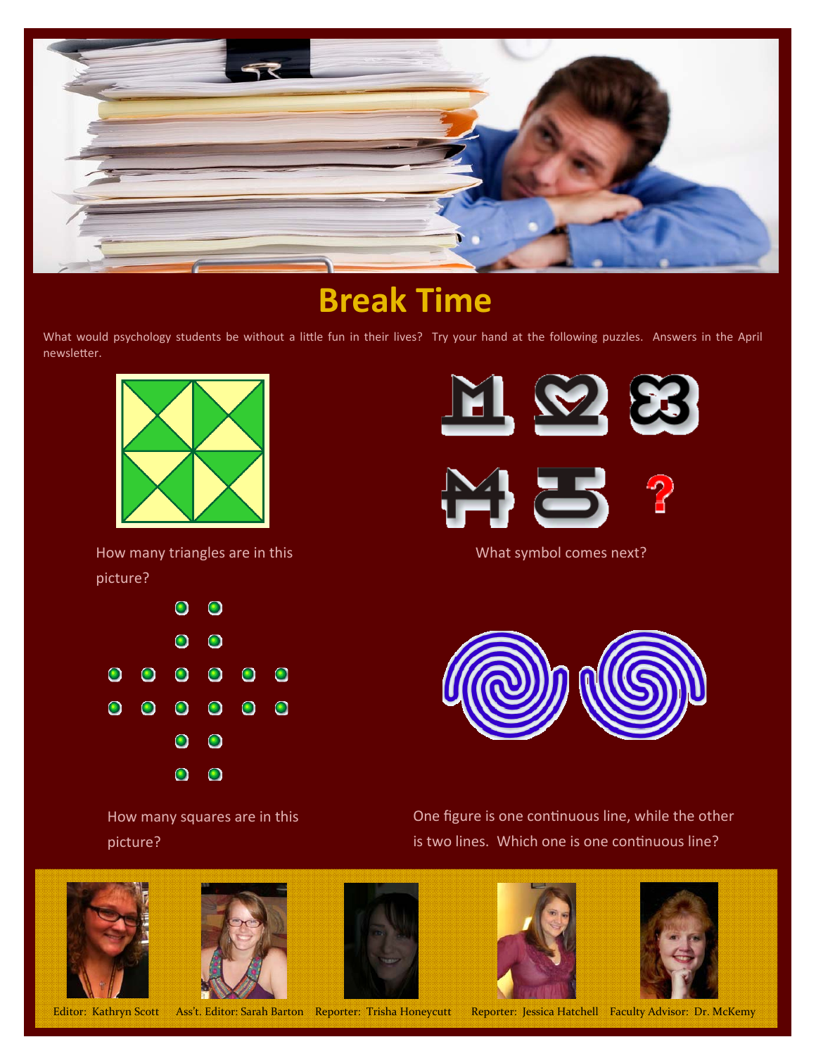# Break Time

What would psychology students be without a little fun in their lives? Try your hand at the following puzzles. Answers in the April newsletter.

How many triangles are in this picture?

What symbol comes next?

How many squares are in this picture?

One figure is one continuous line, while the other is two lines. Which one is one continuous line?

Editor: Kathryn Scott

Ass't. Editor: Sarah Barton

Reporter: Trisha Honeycutt

Reporter: Jessica Hatchell

Faculty Advisor: Dr. McKemy